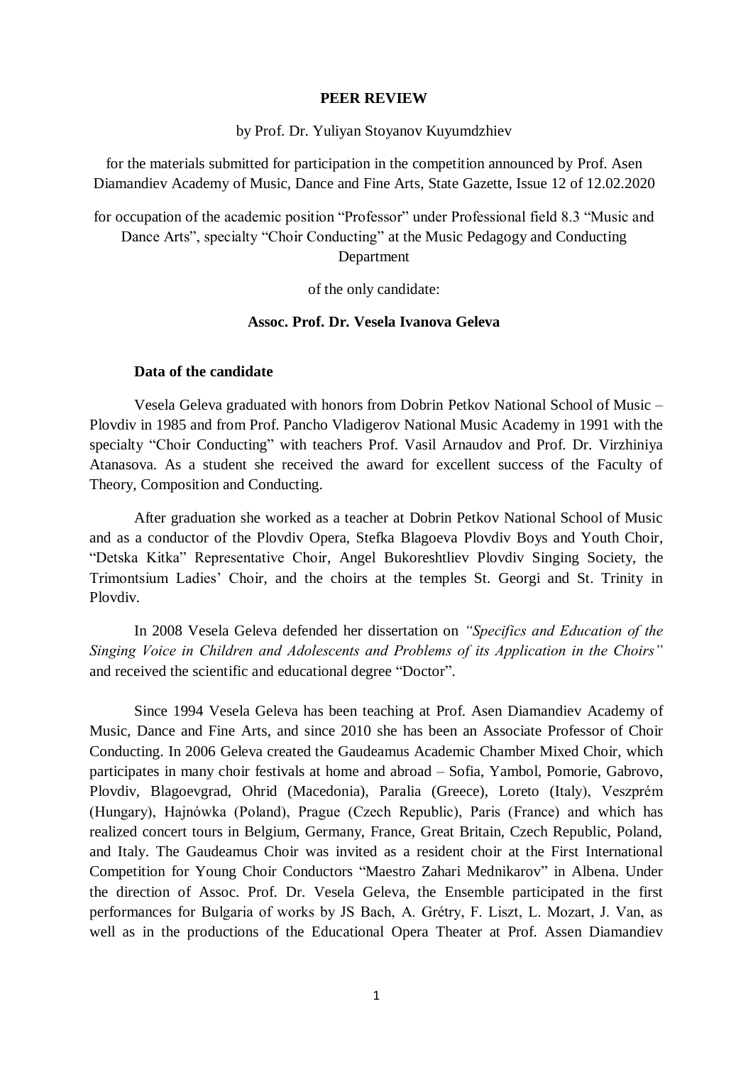**PEER REVIEW**

by Prof. Dr. Yuliyan Stoyanov Kuyumdzhiev

for the materials submitted for participation in the competition announced by Prof. Asen Diamandiev Academy of Music, Dance and Fine Arts, State Gazette, Issue 12 of 12.02.2020

for occupation of the academic position "Professor" under Professional field 8.3 "Music and Dance Arts", specialty "Choir Conducting" at the Music Pedagogy and Conducting Department

of the only candidate:

**Assoc. Prof. Dr. Vesela Ivanova Geleva**

**Data of the candidate**

Vesela Geleva graduated with honors from Dobrin Petkov National School of Music – Plovdiv in 1985 and from Prof. Pancho Vladigerov National Music Academy in 1991 with the specialty "Choir Conducting" with teachers Prof. Vasil Arnaudov and Prof. Dr. Virzhiniya Atanasova. As a student she received the award for excellent success of the Faculty of Theory, Composition and Conducting.

After graduation she worked as a teacher at Dobrin Petkov National School of Music and as a conductor of the Plovdiv Opera, Stefka Blagoeva Plovdiv Boys and Youth Choir, "Detska Kitka" Representative Choir, Angel Bukoreshtliev Plovdiv Singing Society, the Trimontsium Ladies' Choir, and the choirs at the temples St. Georgi and St. Trinity in Plovdiv.

In 2008 Vesela Geleva defended her dissertation on *"Specifics and Education of the Singing Voice in Children and Adolescents and Problems of its Application in the Choirs"* and received the scientific and educational degree "Doctor".

Since 1994 Vesela Geleva has been teaching at Prof. Asen Diamandiev Academy of Music, Dance and Fine Arts, and since 2010 she has been an Associate Professor of Choir Conducting. In 2006 Geleva created the Gaudeamus Academic Chamber Mixed Choir, which participates in many choir festivals at home and abroad – Sofia, Yambol, Pomorie, Gabrovo, Plovdiv, Blagoevgrad, Ohrid (Macedonia), Paralia (Greece), Loreto (Italy), Veszprém (Hungary), Hajnówka (Poland), Prague (Czech Republic), Paris (France) and which has realized concert tours in Belgium, Germany, France, Great Britain, Czech Republic, Poland, and Italy. The Gaudeamus Choir was invited as a resident choir at the First International Competition for Young Choir Conductors "Maestro Zahari Mednikarov" in Albena. Under the direction of Assoc. Prof. Dr. Vesela Geleva, the Ensemble participated in the first performances for Bulgaria of works by JS Bach, A. Grétry, F. Liszt, L. Mozart, J. Van, as well as in the productions of the Educational Opera Theater at Prof. Assen Diamandiev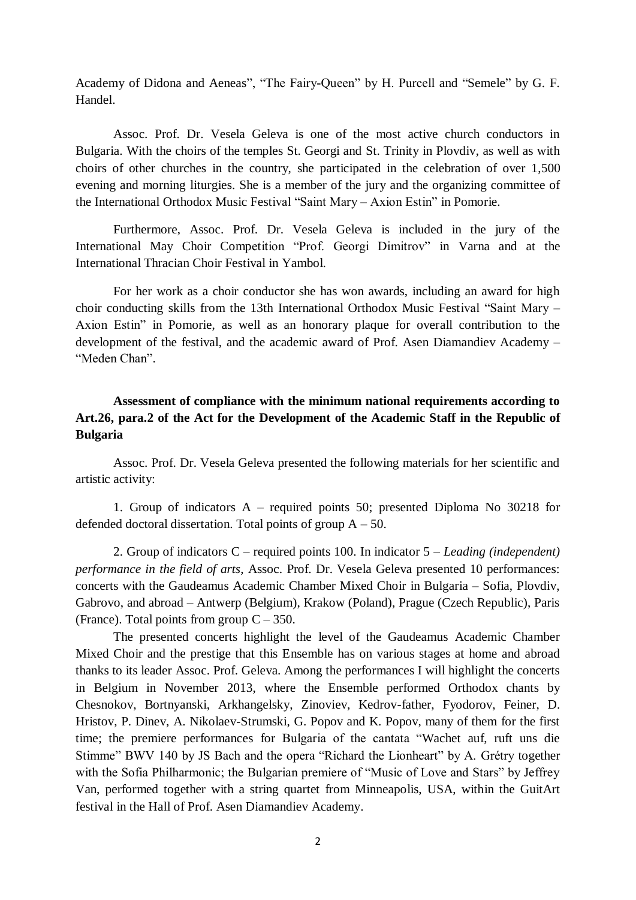Academy of Didona and Aeneas", "The Fairy-Queen" by H. Purcell and "Semele" by G. F. Handel.

Assoc. Prof. Dr. Vesela Geleva is one of the most active church conductors in Bulgaria. With the choirs of the temples St. Georgi and St. Trinity in Plovdiv, as well as with choirs of other churches in the country, she participated in the celebration of over 1,500 evening and morning liturgies. She is a member of the jury and the organizing committee of the International Orthodox Music Festival "Saint Mary – Axion Estin" in Pomorie.

Furthermore, Assoc. Prof. Dr. Vesela Geleva is included in the jury of the International May Choir Competition "Prof. Georgi Dimitrov" in Varna and at the International Thracian Choir Festival in Yambol.

For her work as a choir conductor she has won awards, including an award for high choir conducting skills from the 13th International Orthodox Music Festival "Saint Mary – Axion Estin" in Pomorie, as well as an honorary plaque for overall contribution to the development of the festival, and the academic award of Prof. Asen Diamandiev Academy – "Meden Chan".

**Assessment of compliance with the minimum national requirements according to Art.26, para.2 of the Act for the Development of the Academic Staff in the Republic of Bulgaria**

Assoc. Prof. Dr. Vesela Geleva presented the following materials for her scientific and artistic activity:

1. Group of indicators A – required points 50; presented Diploma No 30218 for defended doctoral dissertation. Total points of group A – 50.

2. Group of indicators C – required points 100. In indicator 5 – *Leading (independent) performance in the field of arts*, Assoc. Prof. Dr. Vesela Geleva presented 10 performances: concerts with the Gaudeamus Academic Chamber Mixed Choir in Bulgaria – Sofia, Plovdiv, Gabrovo, and abroad – Antwerp (Belgium), Krakow (Poland), Prague (Czech Republic), Paris (France). Total points from group C – 350.

The presented concerts highlight the level of the Gaudeamus Academic Chamber Mixed Choir and the prestige that this Ensemble has on various stages at home and abroad thanks to its leader Assoc. Prof. Geleva. Among the performances I will highlight the concerts in Belgium in November 2013, where the Ensemble performed Orthodox chants by Chesnokov, Bortnyanski, Arkhangelsky, Zinoviev, Kedrov-father, Fyodorov, Feiner, D. Hristov, P. Dinev, A. Nikolaev-Strumski, G. Popov and K. Popov, many of them for the first time; the premiere performances for Bulgaria of the cantata "Wachet auf, ruft uns die Stimme" BWV 140 by JS Bach and the opera "Richard the Lionheart" by A. Grétry together with the Sofia Philharmonic; the Bulgarian premiere of "Music of Love and Stars" by Jeffrey Van, performed together with a string quartet from Minneapolis, USA, within the GuitArt festival in the Hall of Prof. Asen Diamandiev Academy.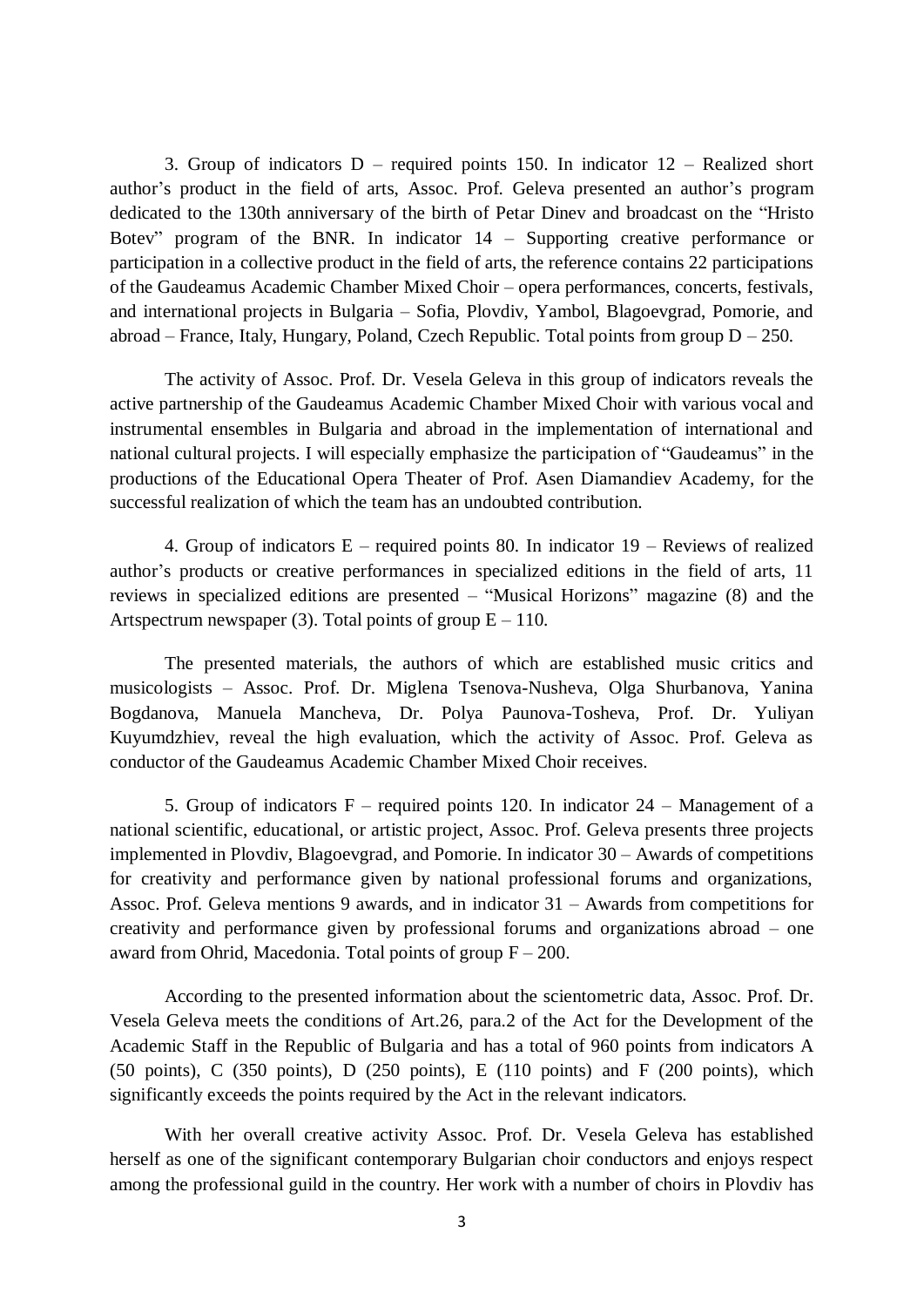3. Group of indicators D – required points 150. In indicator 12 – Realized short author's product in the field of arts, Assoc. Prof. Geleva presented an author's program dedicated to the 130th anniversary of the birth of Petar Dinev and broadcast on the "Hristo Botev" program of the BNR. In indicator 14 – Supporting creative performance or participation in a collective product in the field of arts, the reference contains 22 participations of the Gaudeamus Academic Chamber Mixed Choir – opera performances, concerts, festivals, and international projects in Bulgaria – Sofia, Plovdiv, Yambol, Blagoevgrad, Pomorie, and abroad – France, Italy, Hungary, Poland, Czech Republic. Total points from group D – 250.

The activity of Assoc. Prof. Dr. Vesela Geleva in this group of indicators reveals the active partnership of the Gaudeamus Academic Chamber Mixed Choir with various vocal and instrumental ensembles in Bulgaria and abroad in the implementation of international and national cultural projects. I will especially emphasize the participation of "Gaudeamus" in the productions of the Educational Opera Theater of Prof. Asen Diamandiev Academy, for the successful realization of which the team has an undoubted contribution.

4. Group of indicators E – required points 80. In indicator 19 – Reviews of realized author's products or creative performances in specialized editions in the field of arts, 11 reviews in specialized editions are presented – "Musical Horizons" magazine (8) and the Artspectrum newspaper (3). Total points of group E – 110.

The presented materials, the authors of which are established music critics and musicologists – Assoc. Prof. Dr. Miglena Tsenova-Nusheva, Olga Shurbanova, Yanina Bogdanova, Manuela Mancheva, Dr. Polya Paunova-Tosheva, Prof. Dr. Yuliyan Kuyumdzhiev, reveal the high evaluation, which the activity of Assoc. Prof. Geleva as conductor of the Gaudeamus Academic Chamber Mixed Choir receives.

5. Group of indicators F – required points 120. In indicator 24 – Management of a national scientific, educational, or artistic project, Assoc. Prof. Geleva presents three projects implemented in Plovdiv, Blagoevgrad, and Pomorie. In indicator 30 – Awards of competitions for creativity and performance given by national professional forums and organizations, Assoc. Prof. Geleva mentions 9 awards, and in indicator 31 – Awards from competitions for creativity and performance given by professional forums and organizations abroad – one award from Ohrid, Macedonia. Total points of group F – 200.

According to the presented information about the scientometric data, Assoc. Prof. Dr. Vesela Geleva meets the conditions of Art.26, para.2 of the Act for the Development of the Academic Staff in the Republic of Bulgaria and has a total of 960 points from indicators A (50 points), C (350 points), D (250 points), E (110 points) and F (200 points), which significantly exceeds the points required by the Act in the relevant indicators.

With her overall creative activity Assoc. Prof. Dr. Vesela Geleva has established herself as one of the significant contemporary Bulgarian choir conductors and enjoys respect among the professional guild in the country. Her work with a number of choirs in Plovdiv has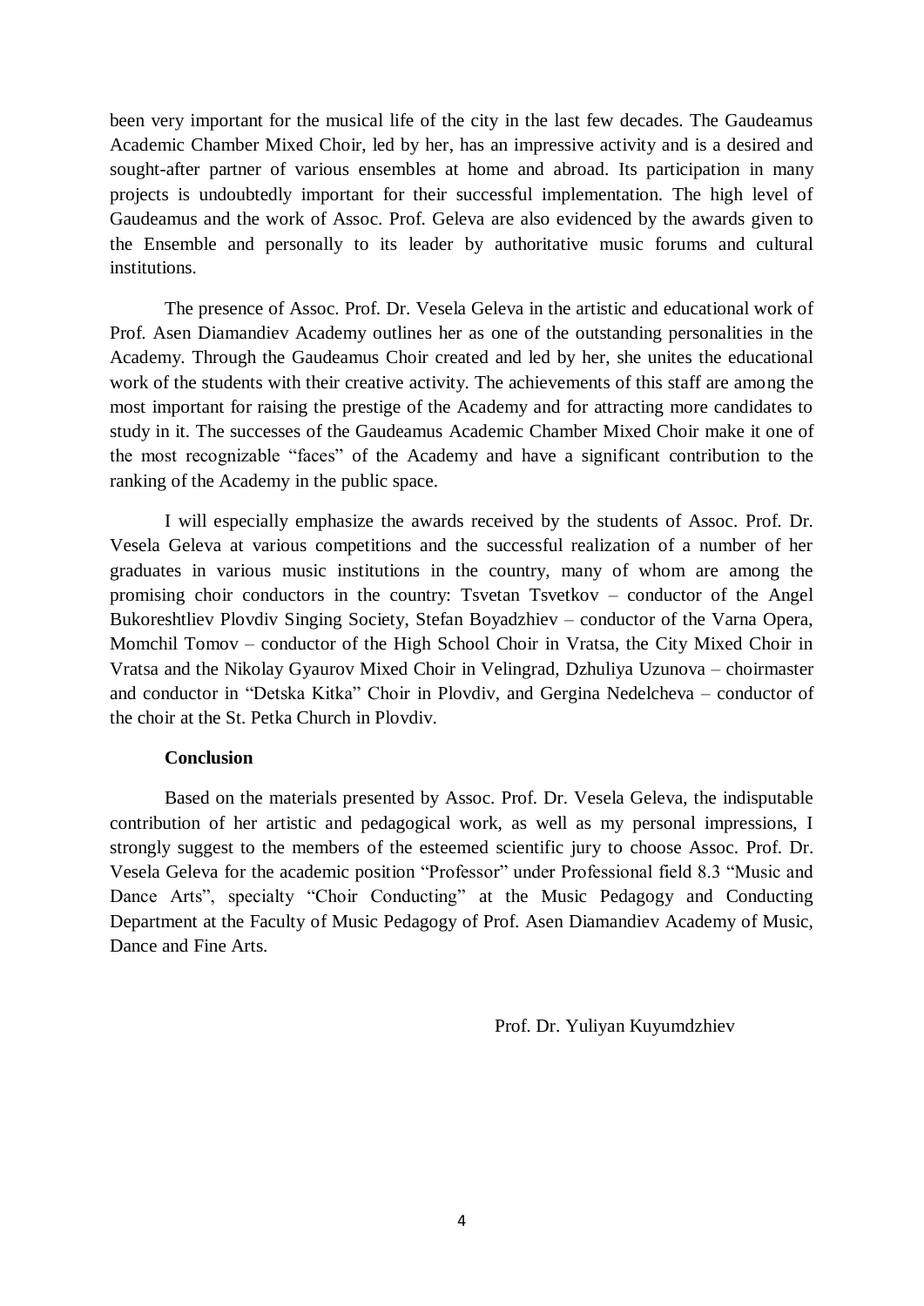been very important for the musical life of the city in the last few decades. The Gaudeamus Academic Chamber Mixed Choir, led by her, has an impressive activity and is a desired and sought-after partner of various ensembles at home and abroad. Its participation in many projects is undoubtedly important for their successful implementation. The high level of Gaudeamus and the work of Assoc. Prof. Geleva are also evidenced by the awards given to the Ensemble and personally to its leader by authoritative music forums and cultural institutions.

The presence of Assoc. Prof. Dr. Vesela Geleva in the artistic and educational work of Prof. Asen Diamandiev Academy outlines her as one of the outstanding personalities in the Academy. Through the Gaudeamus Choir created and led by her, she unites the educational work of the students with their creative activity. The achievements of this staff are among the most important for raising the prestige of the Academy and for attracting more candidates to study in it. The successes of the Gaudeamus Academic Chamber Mixed Choir make it one of the most recognizable "faces" of the Academy and have a significant contribution to the ranking of the Academy in the public space.

I will especially emphasize the awards received by the students of Assoc. Prof. Dr. Vesela Geleva at various competitions and the successful realization of a number of her graduates in various music institutions in the country, many of whom are among the promising choir conductors in the country: Tsvetan Tsvetkov – conductor of the Angel Bukoreshtliev Plovdiv Singing Society, Stefan Boyadzhiev – conductor of the Varna Opera, Momchil Tomov – conductor of the High School Choir in Vratsa, the City Mixed Choir in Vratsa and the Nikolay Gyaurov Mixed Choir in Velingrad, Dzhuliya Uzunova – choirmaster and conductor in "Detska Kitka" Choir in Plovdiv, and Gergina Nedelcheva – conductor of the choir at the St. Petka Church in Plovdiv.

**Conclusion**

Based on the materials presented by Assoc. Prof. Dr. Vesela Geleva, the indisputable contribution of her artistic and pedagogical work, as well as my personal impressions, I strongly suggest to the members of the esteemed scientific jury to choose Assoc. Prof. Dr. Vesela Geleva for the academic position "Professor" under Professional field 8.3 "Music and Dance Arts", specialty "Choir Conducting" at the Music Pedagogy and Conducting Department at the Faculty of Music Pedagogy of Prof. Asen Diamandiev Academy of Music, Dance and Fine Arts.

Prof. Dr. Yuliyan Kuyumdzhiev